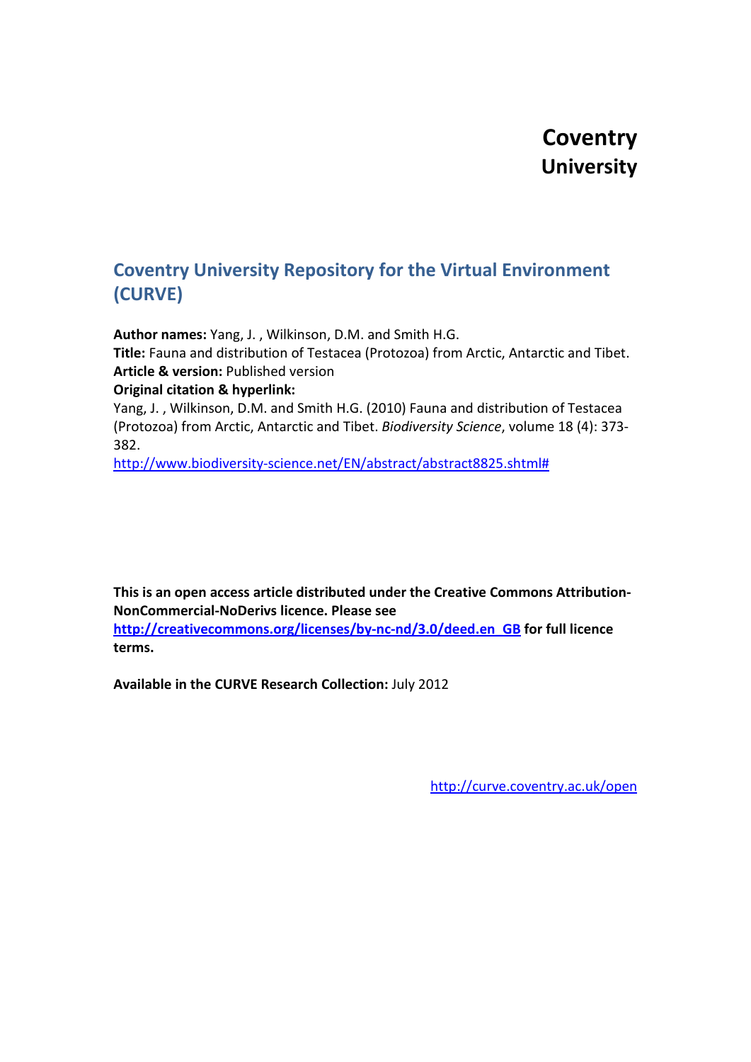**Coventry**
**University**

## Coventry University Repository for the Virtual Environment (CURVE)

**Author names:** Yang, J. , Wilkinson, D.M. and Smith H.G.
**Title:** Fauna and distribution of Testacea (Protozoa) from Arctic, Antarctic and Tibet.
**Article & version:** Published version
**Original citation & hyperlink:**
Yang, J. , Wilkinson, D.M. and Smith H.G. (2010) Fauna and distribution of Testacea (Protozoa) from Arctic, Antarctic and Tibet. *Biodiversity Science*, volume 18 (4): 373-382.
http://www.biodiversity-science.net/EN/abstract/abstract8825.shtml#

**This is an open access article distributed under the Creative Commons Attribution-NonCommercial-NoDerivs licence. Please see http://creativecommons.org/licenses/by-nc-nd/3.0/deed.en_GB for full licence terms.**

**Available in the CURVE Research Collection:** July 2012

http://curve.coventry.ac.uk/open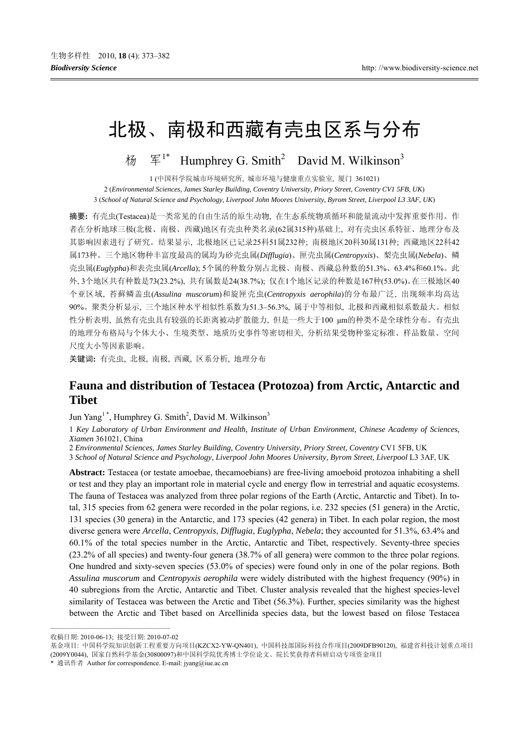# 北极、南极和西藏有壳虫区系与分布

杨 军[1*] Humphrey G. Smith[2] David M. Wilkinson[3]

1 (中国科学院城市环境研究所, 城市环境与健康重点实验室, 厦门 361021)

2 (*Environmental Sciences, James Starley Building, Coventry University, Priory Street, Coventry CV1 5FB, UK*)

3 (*School of Natural Science and Psychology, Liverpool John Moores University, Byrom Street, Liverpool L3 3AF, UK*)

**摘要:** 有壳虫(Testacea)是一类常见的自由生活的原生动物, 在生态系统物质循环和能量流动中发挥重要作用。作者在分析地球三极(北极、南极、西藏)地区有壳虫种类名录(62属315种)基础上, 对有壳虫区系特征、地理分布及其影响因素进行了研究。结果显示, 北极地区已记录25科51属232种; 南极地区20科30属131种; 西藏地区22科42属173种。三个地区物种丰富度最高的属均为砂壳虫属(*Difflugia*)、匣壳虫属(*Centropyxis*)、梨壳虫属(*Nebela*)、鳞壳虫属(*Euglypha*)和表壳虫属(*Arcella*); 5个属的种数分别占北极、南极、西藏总种数的51.3%、63.4%和60.1%。此外, 3个地区共有种数是73(23.2%), 共有属数是24(38.7%); 仅在1个地区记录的种数是167种(53.0%)。在三极地区40个亚区域, 苔藓鳞盖虫(*Assulina muscorum*)和旋匣壳虫(*Centropyxis aerophila*)的分布最广泛, 出现频率均高达90%。聚类分析显示, 三个地区种水平相似性系数为51.3–56.3%, 属于中等相似, 北极和西藏相似系数最大。相似性分析表明, 虽然有壳虫具有较强的长距离被动扩散能力, 但是一些大于100 μm的种类不是全球性分布。有壳虫的地理分布格局与个体大小、生境类型、地质历史事件等密切相关, 分析结果受物种鉴定标准、样品数量、空间尺度大小等因素影响。

**关键词:** 有壳虫, 北极, 南极, 西藏, 区系分析, 地理分布

## Fauna and distribution of Testacea (Protozoa) from Arctic, Antarctic and Tibet

Jun Yang[1*], Humphrey G. Smith[2], David M. Wilkinson[3]

1 *Key Laboratory of Urban Environment and Health, Institute of Urban Environment, Chinese Academy of Sciences, Xiamen* 361021, China

2 *Environmental Sciences, James Starley Building, Coventry University, Priory Street, Coventry* CV1 5FB, UK

3 *School of Natural Science and Psychology, Liverpool John Moores University, Byrom Street, Liverpool* L3 3AF, UK

**Abstract:** Testacea (or testate amoebae, thecamoebians) are free-living amoeboid protozoa inhabiting a shell or test and they play an important role in material cycle and energy flow in terrestrial and aquatic ecosystems. The fauna of Testacea was analyzed from three polar regions of the Earth (Arctic, Antarctic and Tibet). In total, 315 species from 62 genera were recorded in the polar regions, i.e. 232 species (51 genera) in the Arctic, 131 species (30 genera) in the Antarctic, and 173 species (42 genera) in Tibet. In each polar region, the most diverse genera were *Arcella*, *Centropyxis*, *Difflugia*, *Euglypha*, *Nebela*; they accounted for 51.3%, 63.4% and 60.1% of the total species number in the Arctic, Antarctic and Tibet, respectively. Seventy-three species (23.2% of all species) and twenty-four genera (38.7% of all genera) were common to the three polar regions. One hundred and sixty-seven species (53.0% of species) were found only in one of the polar regions. Both *Assulina muscorum* and *Centropyxis aerophila* were widely distributed with the highest frequency (90%) in 40 subregions from the Arctic, Antarctic and Tibet. Cluster analysis revealed that the highest species-level similarity of Testacea was between the Arctic and Tibet (56.3%). Further, species similarity was the highest between the Arctic and Tibet based on Arcellinida species data, but the lowest based on filose Testacea

---

收稿日期: 2010-06-13; 接受日期: 2010-07-02

基金项目: 中国科学院知识创新工程重要方向项目(KZCX2-YW-QN401), 中国科技部国际科技合作项目(2009DFB90120), 福建省科技计划重点项目(2009Y0044), 国家自然科学基金(30800097)和中国科学院优秀博士学位论文、院长奖获得者科研启动专项资金项目

\* 通讯作者 Author for correspondence. E-mail: jyang@iue.ac.cn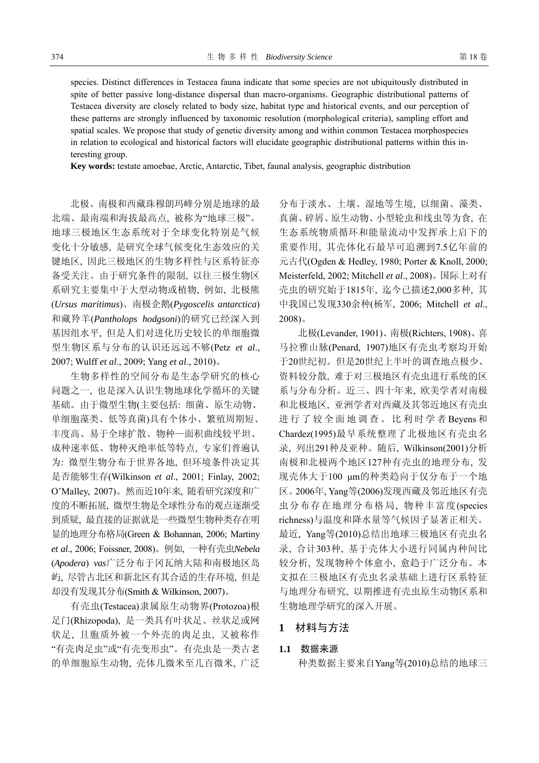species. Distinct differences in Testacea fauna indicate that some species are not ubiquitously distributed in spite of better passive long-distance dispersal than macro-organisms. Geographic distributional patterns of Testacea diversity are closely related to body size, habitat type and historical events, and our perception of these patterns are strongly influenced by taxonomic resolution (morphological criteria), sampling effort and spatial scales. We propose that study of genetic diversity among and within common Testacea morphospecies in relation to ecological and historical factors will elucidate geographic distributional patterns within this interesting group.

**Key words:** testate amoebae, Arctic, Antarctic, Tibet, faunal analysis, geographic distribution

北极、南极和西藏珠穆朗玛峰分别是地球的最北端、最南端和海拔最高点, 被称为"地球三极"。地球三极地区生态系统对于全球变化特别是气候变化十分敏感, 是研究全球气候变化生态效应的关键地区, 因此三极地区的生物多样性与区系特征亦备受关注。由于研究条件的限制, 以往三极生物区系研究主要集中于大型动物或植物, 例如, 北极熊(*Ursus maritimus*)、南极企鹅(*Pygoscelis antarctica*)和藏羚羊(*Pantholops hodgsoni*)的研究已经深入到基因组水平, 但是人们对进化历史较长的单细胞微型生物区系与分布的认识还远远不够(Petz *et al*., 2007; Wulff *et al*., 2009; Yang *et al*., 2010)。

生物多样性的空间分布是生态学研究的核心问题之一, 也是深入认识生物地球化学循环的关键基础。由于微型生物(主要包括: 细菌、原生动物、单细胞藻类、低等真菌)具有个体小、繁殖周期短、丰度高、易于全球扩散、物种—面积曲线较平坦、成种速率低、物种灭绝率低等特点, 专家们普遍认为: 微型生物分布于世界各地, 但环境条件决定其是否能够生存(Wilkinson *et al*., 2001; Finlay, 2002; O'Malley, 2007)。然而近10年来, 随着研究深度和广度的不断拓展, 微型生物是全球性分布的观点逐渐受到质疑, 最直接的证据就是一些微型生物种类存在明显的地理分布格局(Green & Bohannan, 2006; Martiny *et al*., 2006; Foissner, 2008)。例如, 一种有壳虫*Nebela* (*Apodera*) *vas*广泛分布于冈瓦纳大陆和南极地区岛屿, 尽管古北区和新北区有其合适的生存环境, 但是却没有发现其分布(Smith & Wilkinson, 2007)。

有壳虫(Testacea)隶属原生动物界(Protozoa)根足门(Rhizopoda), 是一类具有叶状足、丝状足或网状足, 且胞质外被一个外壳的肉足虫, 又被称作"有壳肉足虫"或"有壳变形虫"。有壳虫是一类古老的单细胞原生动物, 壳体几微米至几百微米, 广泛分布于淡水、土壤、湿地等生境, 以细菌、藻类、真菌、碎屑、原生动物、小型轮虫和线虫等为食, 在生态系统物质循环和能量流动中发挥承上启下的重要作用, 其壳体化石最早可追溯到7.5亿年前的元古代(Ogden & Hedley, 1980; Porter & Knoll, 2000; Meisterfeld, 2002; Mitchell *et al*., 2008)。国际上对有壳虫的研究始于1815年, 迄今已描述2,000多种, 其中我国已发现330余种(杨军, 2006; Mitchell *et al*., 2008)。

北极(Levander, 1901)、南极(Richters, 1908)、喜马拉雅山脉(Penard, 1907)地区有壳虫考察均开始于20世纪初。但是20世纪上半叶的调查地点极少、资料较分散, 难于对三极地区有壳虫进行系统的区系与分布分析。近三、四十年来, 欧美学者对南极和北极地区, 亚洲学者对西藏及其邻近地区有壳虫进行了较全面地调查。比利时学者Beyens和Chardez(1995)最早系统整理了北极地区有壳虫名录, 列出291种及亚种。随后, Wilkinson(2001)分析南极和北极两个地区127种有壳虫的地理分布, 发现壳体大于100 μm的种类趋向于仅分布于一个地区。2006年, Yang等(2006)发现西藏及邻近地区有壳虫分布存在地理分布格局, 物种丰富度(species richness)与温度和降水量等气候因子显著正相关。最近, Yang等(2010)总结出地球三极地区有壳虫名录, 合计303种, 基于壳体大小进行同属内种间比较分析, 发现物种个体愈小, 愈趋于广泛分布。本文拟在三极地区有壳虫名录基础上进行区系特征与地理分布研究, 以期推进有壳虫原生动物区系和生物地理学研究的深入开展。

## 1 材料与方法

### 1.1 数据来源

种类数据主要来自Yang等(2010)总结的地球三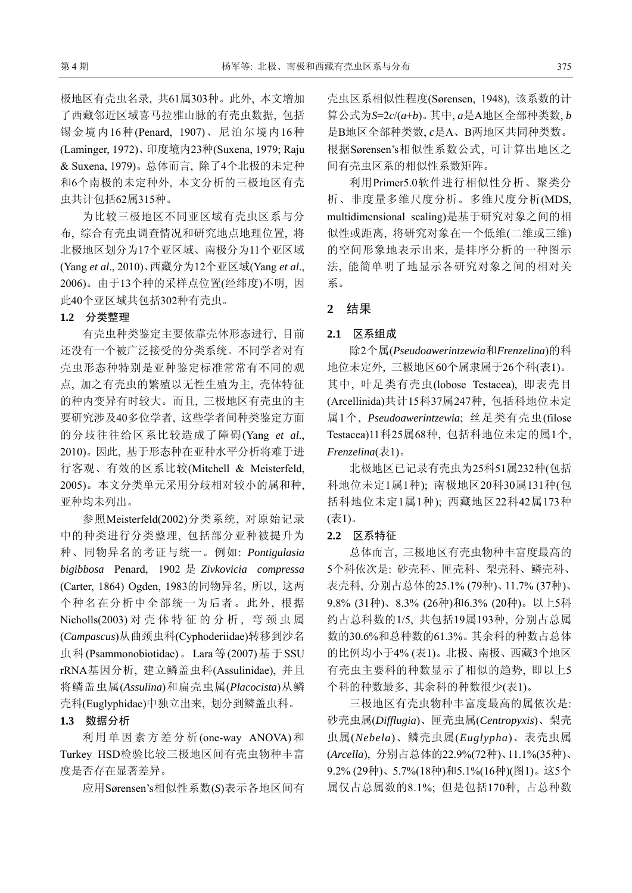极地区有壳虫名录，共61属303种。此外，本文增加了西藏邻近区域喜马拉雅山脉的有壳虫数据，包括锡金境内16种(Penard, 1907)、尼泊尔境内16种(Laminger, 1972)、印度境内23种(Suxena, 1979; Raju & Suxena, 1979)。总体而言，除了4个北极的未定种和6个南极的未定种外，本文分析的三极地区有壳虫共计包括62属315种。

为比较三极地区不同亚区域有壳虫区系与分布，综合有壳虫调查情况和研究地点地理位置，将北极地区划分为17个亚区域、南极分为11个亚区域(Yang *et al*., 2010)、西藏分为12个亚区域(Yang *et al*., 2006)。由于13个种的采样点位置(经纬度)不明，因此40个亚区域共包括302种有壳虫。

### 1.2 分类整理

有壳虫种类鉴定主要依靠壳体形态进行，目前还没有一个被广泛接受的分类系统。不同学者对有壳虫形态种特别是亚种鉴定标准常常有不同的观点，加之有壳虫的繁殖以无性生殖为主，壳体特征的种内变异有时较大。而且，三极地区有壳虫的主要研究涉及40多位学者，这些学者间种类鉴定方面的分歧往往给区系比较造成了障碍(Yang *et al*., 2010)。因此，基于形态种在亚种水平分析将难于进行客观、有效的区系比较(Mitchell & Meisterfeld, 2005)。本文分类单元采用分歧相对较小的属和种，亚种均未列出。

参照Meisterfeld(2002)分类系统，对原始记录中的种类进行分类整理，包括部分亚种被提升为种、同物异名的考证与统一。例如：*Pontigulasia bigibbosa* Penard, 1902 是 *Zivkovicia compressa* (Carter, 1864) Ogden, 1983的同物异名，所以，这两个种名在分析中全部统一为后者。此外，根据Nicholls(2003)对壳体特征的分析，弯颈虫属(*Campascus*)从曲颈虫科(Cyphoderiidae)转移到沙名虫科(Psammonobiotidae)。Lara等(2007)基于SSU rRNA基因分析，建立鳞盖虫科(Assulinidae)，并且将鳞盖虫属(*Assulina*)和扁壳虫属(*Placocista*)从鳞壳科(Euglyphidae)中独立出来，划分到鳞盖虫科。

### 1.3 数据分析

利用单因素方差分析(one-way ANOVA)和Turkey HSD检验比较三极地区间有壳虫物种丰富度是否存在显著差异。

应用Sørensen's相似性系数(*S*)表示各地区间有壳虫区系相似性程度(Sørensen, 1948)，该系数的计算公式为$S=2c/(a+b)$。其中，$a$是A地区全部种类数，$b$是B地区全部种类数，$c$是A、B两地区共同种类数。根据Sørensen's相似性系数公式，可计算出地区之间有壳虫区系的相似性系数矩阵。

利用Primer5.0软件进行相似性分析、聚类分析、非度量多维尺度分析。多维尺度分析(MDS, multidimensional scaling)是基于研究对象之间的相似性或距离，将研究对象在一个低维(二维或三维)的空间形象地表示出来，是排序分析的一种图示法，能简单明了地显示各研究对象之间的相对关系。

## 2 结果

### 2.1 区系组成

除2个属(*Pseudoawerintzewia*和*Frenzelina*)的科地位未定外，三极地区60个属隶属于26个科(表1)。其中，叶足类有壳虫(lobose Testacea)，即表壳目(Arcellinida)共计15科37属247种，包括科地位未定属1个，*Pseudoawerintzewia*；丝足类有壳虫(filose Testacea)11科25属68种，包括科地位未定的属1个，*Frenzelina*(表1)。

北极地区已记录有壳虫为25科51属232种(包括科地位未定1属1种)；南极地区20科30属131种(包括科地位未定1属1种)；西藏地区22科42属173种(表1)。

### 2.2 区系特征

总体而言，三极地区有壳虫物种丰富度最高的5个科依次是：砂壳科、匣壳科、梨壳科、鳞壳科、表壳科，分别占总体的25.1% (79种)、11.7% (37种)、9.8% (31种)、8.3% (26种)和6.3% (20种)。以上5科约占总科数的1/5，共包括19属193种，分别占总属数的30.6%和总种数的61.3%。其余科的种数占总体的比例均小于4% (表1)。北极、南极、西藏3个地区有壳虫主要科的种数显示了相似的趋势，即以上5个科的种数最多，其余科的种数很少(表1)。

三极地区有壳虫物种丰富度最高的属依次是：砂壳虫属(*Difflugia*)、匣壳虫属(*Centropyxis*)、梨壳虫属(*Nebela*)、鳞壳虫属(*Euglypha*)、表壳虫属(*Arcella*)，分别占总体的22.9%(72种)、11.1%(35种)、9.2% (29种)、5.7%(18种)和5.1%(16种)(图1)。这5个属仅占总属数的8.1%；但是包括170种，占总种数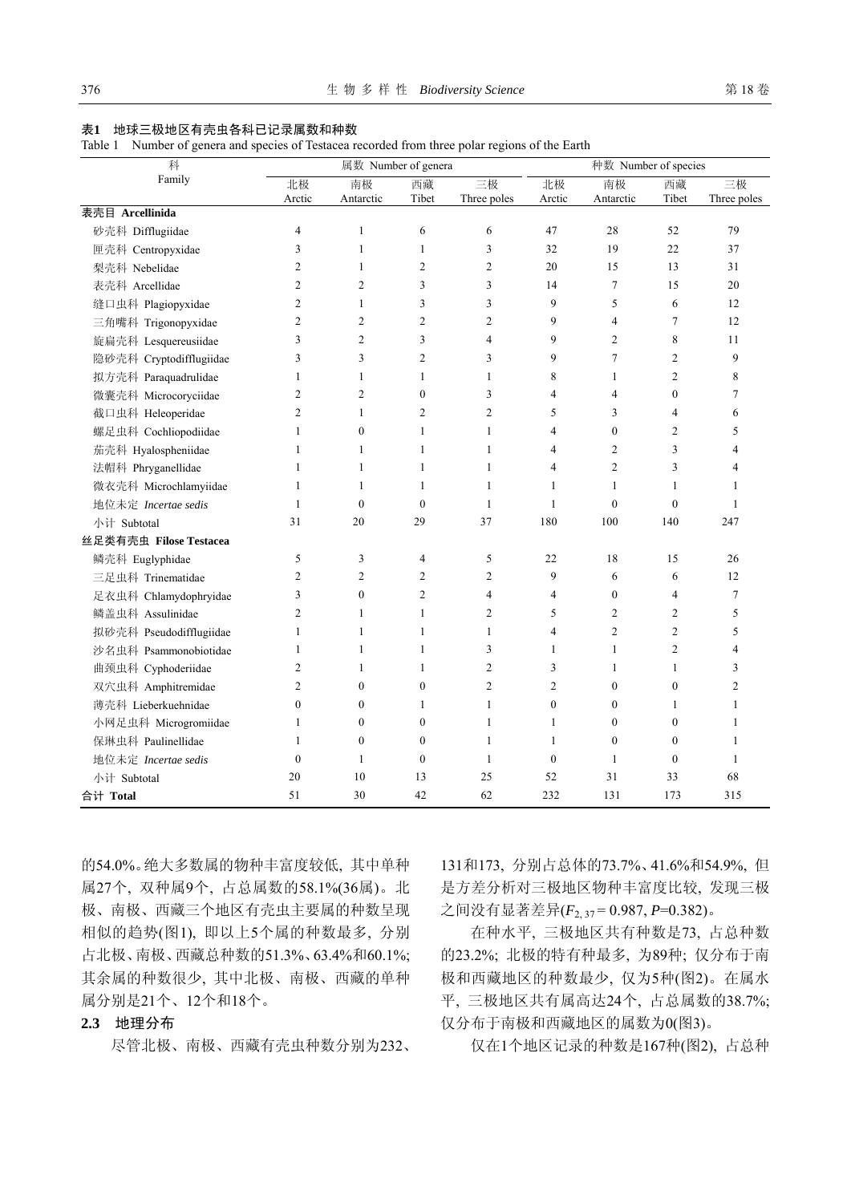**表1　地球三极地区有壳虫各科已记录属数和种数**

Table 1　Number of genera and species of Testacea recorded from three polar regions of the Earth

| 科 Family | 属数 Number of genera | | | | 种数 Number of species | | | |
|---|---|---|---|---|---|---|---|---|
| | 北极 Arctic | 南极 Antarctic | 西藏 Tibet | 三极 Three poles | 北极 Arctic | 南极 Antarctic | 西藏 Tibet | 三极 Three poles |
| **表壳目 Arcellinida** | | | | | | | | |
| 砂壳科 Difflugiidae | 4 | 1 | 6 | 6 | 47 | 28 | 52 | 79 |
| 匣壳科 Centropyxidae | 3 | 1 | 1 | 3 | 32 | 19 | 22 | 37 |
| 梨壳科 Nebelidae | 2 | 1 | 2 | 2 | 20 | 15 | 13 | 31 |
| 表壳科 Arcellidae | 2 | 2 | 3 | 3 | 14 | 7 | 15 | 20 |
| 缝口虫科 Plagiopyxidae | 2 | 1 | 3 | 3 | 9 | 5 | 6 | 12 |
| 三角嘴科 Trigonopyxidae | 2 | 2 | 2 | 2 | 9 | 4 | 7 | 12 |
| 旋扁壳科 Lesquereusiidae | 3 | 2 | 3 | 4 | 9 | 2 | 8 | 11 |
| 隐砂壳科 Cryptodifflugiidae | 3 | 3 | 2 | 3 | 9 | 7 | 2 | 9 |
| 拟方壳科 Paraquadrulidae | 1 | 1 | 1 | 1 | 8 | 1 | 2 | 8 |
| 微囊壳科 Microcoryciidae | 2 | 2 | 0 | 3 | 4 | 4 | 0 | 7 |
| 截口虫科 Heleoperidae | 2 | 1 | 2 | 2 | 5 | 3 | 4 | 6 |
| 螺足虫科 Cochliopodiidae | 1 | 0 | 1 | 1 | 4 | 0 | 2 | 5 |
| 茄壳科 Hyalospheniidae | 1 | 1 | 1 | 1 | 4 | 2 | 3 | 4 |
| 法帽科 Phryganellidae | 1 | 1 | 1 | 1 | 4 | 2 | 3 | 4 |
| 微衣壳科 Microchlamyiidae | 1 | 1 | 1 | 1 | 1 | 1 | 1 | 1 |
| 地位未定 *Incertae sedis* | 1 | 0 | 0 | 1 | 1 | 0 | 0 | 1 |
| 小计 Subtotal | 31 | 20 | 29 | 37 | 180 | 100 | 140 | 247 |
| **丝足类有壳虫 Filose Testacea** | | | | | | | | |
| 鳞壳科 Euglyphidae | 5 | 3 | 4 | 5 | 22 | 18 | 15 | 26 |
| 三足虫科 Trinematidae | 2 | 2 | 2 | 2 | 9 | 6 | 6 | 12 |
| 足衣虫科 Chlamydophryidae | 3 | 0 | 2 | 4 | 4 | 0 | 4 | 7 |
| 鳞盖虫科 Assulinidae | 2 | 1 | 1 | 2 | 5 | 2 | 2 | 5 |
| 拟砂壳科 Pseudodifflugiidae | 1 | 1 | 1 | 1 | 4 | 2 | 2 | 5 |
| 沙名虫科 Psammonobiotidae | 1 | 1 | 1 | 3 | 1 | 1 | 2 | 4 |
| 曲颈虫科 Cyphoderiidae | 2 | 1 | 1 | 2 | 3 | 1 | 1 | 3 |
| 双穴虫科 Amphitremidae | 2 | 0 | 0 | 2 | 2 | 0 | 0 | 2 |
| 薄壳科 Lieberkuehnidae | 0 | 0 | 1 | 1 | 0 | 0 | 1 | 1 |
| 小网足虫科 Microgromiidae | 1 | 0 | 0 | 1 | 1 | 0 | 0 | 1 |
| 保琳虫科 Paulinellidae | 1 | 0 | 0 | 1 | 1 | 0 | 0 | 1 |
| 地位未定 *Incertae sedis* | 0 | 1 | 0 | 1 | 0 | 1 | 0 | 1 |
| 小计 Subtotal | 20 | 10 | 13 | 25 | 52 | 31 | 33 | 68 |
| **合计 Total** | 51 | 30 | 42 | 62 | 232 | 131 | 173 | 315 |

的54.0%。绝大多数属的物种丰富度较低, 其中单种属27个, 双种属9个, 占总属数的58.1%(36属)。北极、南极、西藏三个地区有壳虫主要属的种数呈现相似的趋势(图1), 即以上5个属的种数最多, 分别占北极、南极、西藏总种数的51.3%、63.4%和60.1%; 其余属的种数很少, 其中北极、南极、西藏的单种属分别是21个、12个和18个。

## 2.3　地理分布

尽管北极、南极、西藏有壳虫种数分别为232、131和173, 分别占总体的73.7%、41.6%和54.9%, 但是方差分析对三极地区物种丰富度比较, 发现三极之间没有显著差异($F_{2,37}=0.987$, $P$=0.382)。

在种水平, 三极地区共有种数是73, 占总种数的23.2%; 北极的特有种最多, 为89种; 仅分布于南极和西藏地区的种数最少, 仅为5种(图2)。在属水平, 三极地区共有属高达24个, 占总属数的38.7%; 仅分布于南极和西藏地区的属数为0(图3)。

仅在1个地区记录的种数是167种(图2), 占总种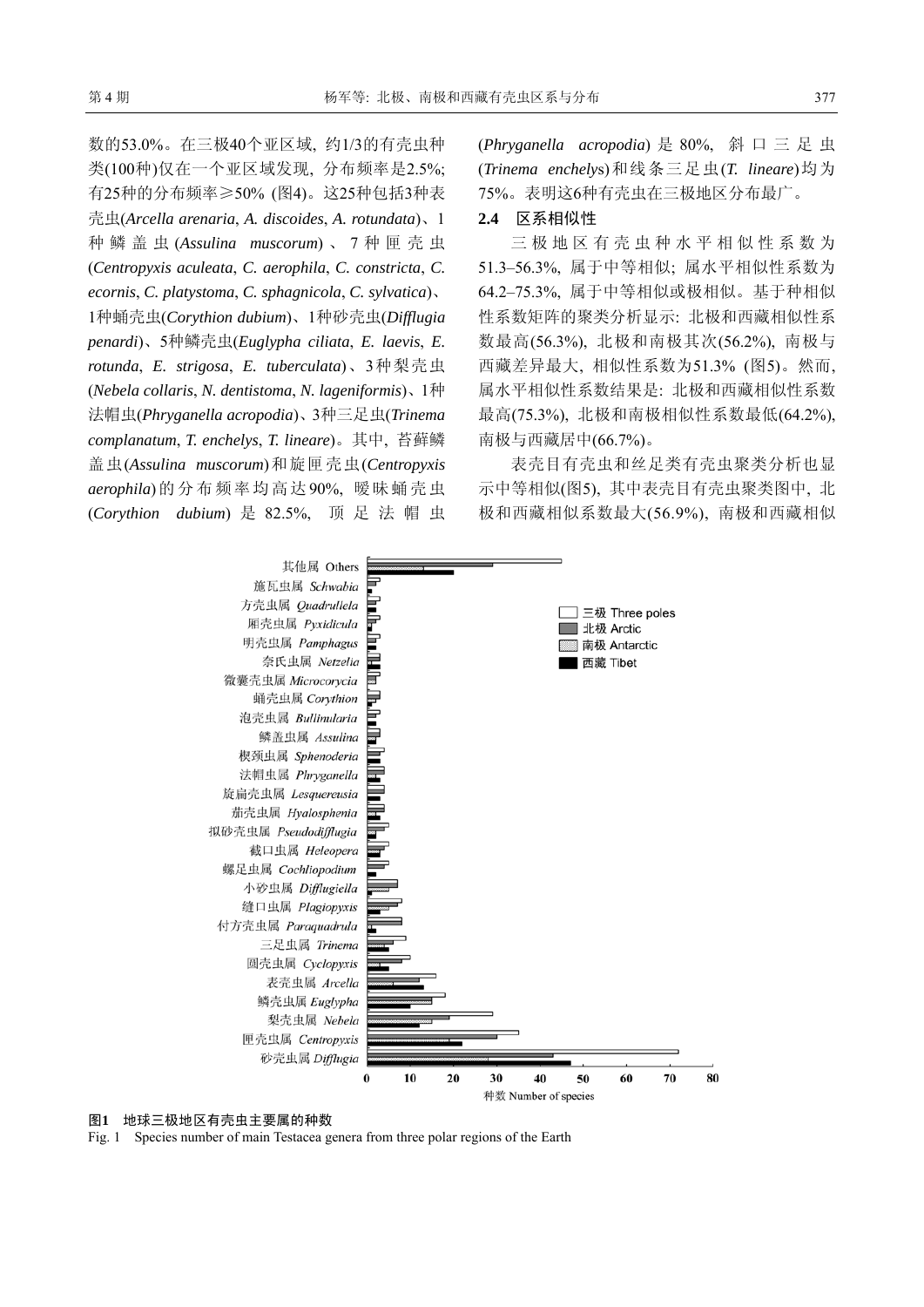数的53.0%。在三极40个亚区域，约1/3的有壳虫种类(100种)仅在一个亚区域发现，分布频率是2.5%；有25种的分布频率≥50% (图4)。这25种包括3种表壳虫(*Arcella arenaria*, *A. discoides*, *A. rotundata*)、1种鳞盖虫(*Assulina muscorum*)、7种匣壳虫(*Centropyxis aculeata*, *C. aerophila*, *C. constricta*, *C. ecornis*, *C. platystoma*, *C. sphagnicola*, *C. sylvatica*)、1种蛹壳虫(*Corythion dubium*)、1种砂壳虫(*Difflugia penardi*)、5种鳞壳虫(*Euglypha ciliata*, *E. laevis*, *E. rotunda*, *E. strigosa*, *E. tuberculata*)、3种梨壳虫(*Nebela collaris*, *N. dentistoma*, *N. lageniformis*)、1种法帽虫(*Phryganella acropodia*)、3种三足虫(*Trinema complanatum*, *T. enchelys*, *T. lineare*)。其中，苔藓鳞盖虫(*Assulina muscorum*)和旋匣壳虫(*Centropyxis aerophila*)的分布频率均高达90%，暧昧蛹壳虫(*Corythion dubium*)是82.5%，顶足法帽虫(*Phryganella acropodia*)是80%，斜口三足虫(*Trinema enchelys*)和线条三足虫(*T. lineare*)均为75%。表明这6种有壳虫在三极地区分布最广。

### 2.4 区系相似性

三极地区有壳虫种水平相似性系数为51.3–56.3%，属于中等相似；属水平相似性系数为64.2–75.3%，属于中等相似或极相似。基于种相似性系数矩阵的聚类分析显示：北极和西藏相似性系数最高(56.3%)，北极和南极其次(56.2%)，南极与西藏差异最大，相似性系数为51.3% (图5)。然而，属水平相似性系数结果是：北极和西藏相似性系数最高(75.3%)，北极和南极相似性系数最低(64.2%)，南极与西藏居中(66.7%)。

表壳目有壳虫和丝足类有壳虫聚类分析也显示中等相似(图5)，其中表壳目有壳虫聚类图中，北极和西藏相似系数最大(56.9%)，南极和西藏相似

**图1　地球三极地区有壳虫主要属的种数**

Fig. 1　Species number of main Testacea genera from three polar regions of the Earth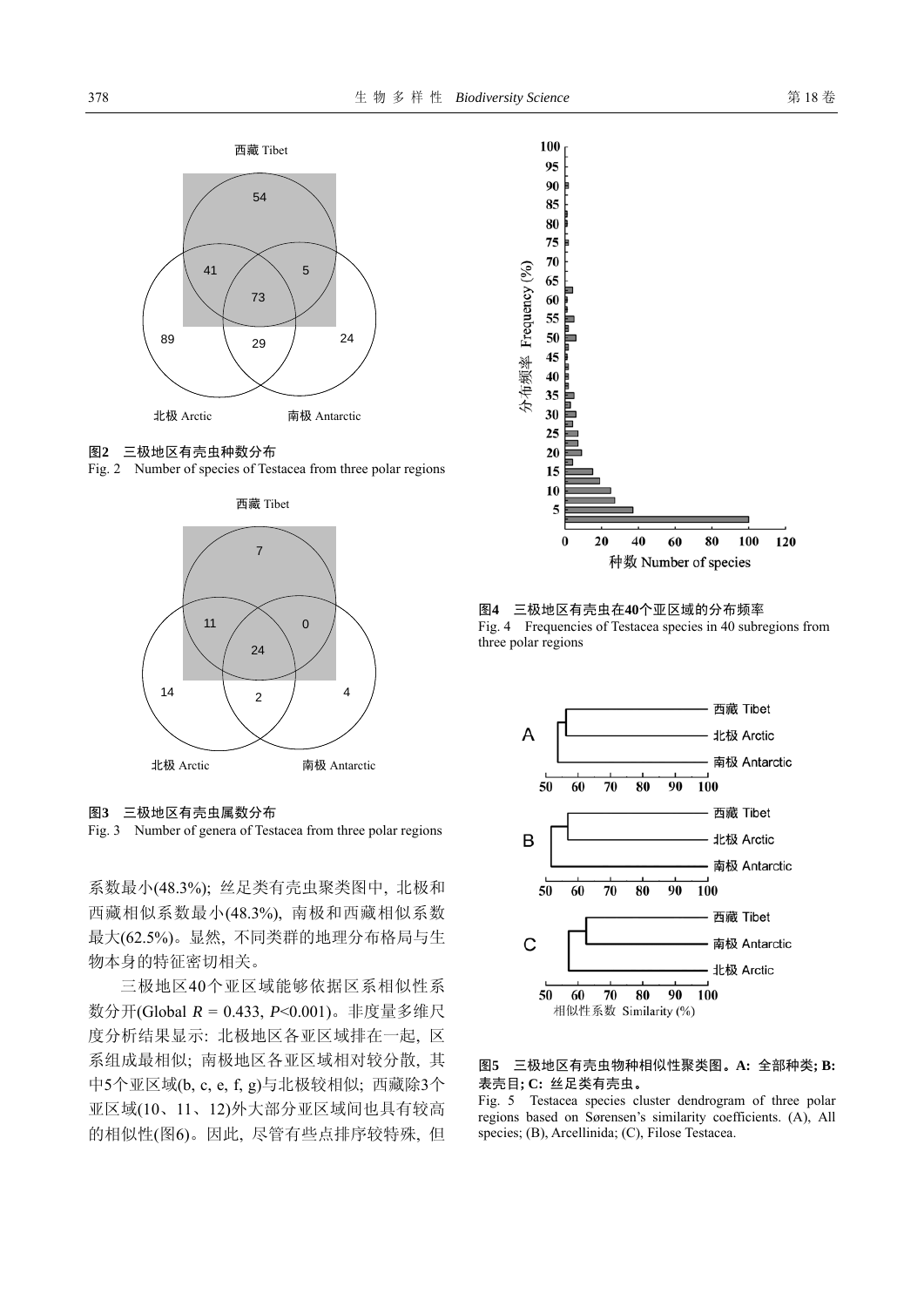图2　三极地区有壳虫种数分布

Fig. 2　Number of species of Testacea from three polar regions

图3　三极地区有壳虫属数分布

Fig. 3　Number of genera of Testacea from three polar regions

系数最小(48.3%); 丝足类有壳虫聚类图中, 北极和西藏相似系数最小(48.3%), 南极和西藏相似系数最大(62.5%)。显然, 不同类群的地理分布格局与生物本身的特征密切相关。

三极地区40个亚区域能够依据区系相似性系数分开(Global $R$ = 0.433, $P$<0.001)。非度量多维尺度分析结果显示: 北极地区各亚区域排在一起, 区系组成最相似; 南极地区各亚区域相对较分散, 其中5个亚区域(b, c, e, f, g)与北极较相似; 西藏除3个亚区域(10、11、12)外大部分亚区域间也具有较高的相似性(图6)。因此, 尽管有些点排序较特殊, 但

图4　三极地区有壳虫在40个亚区域的分布频率

Fig. 4　Frequencies of Testacea species in 40 subregions from three polar regions

图5　三极地区有壳虫物种相似性聚类图。A: 全部种类; B: 表壳目; C: 丝足类有壳虫。

Fig. 5　Testacea species cluster dendrogram of three polar regions based on Sørensen's similarity coefficients. (A), All species; (B), Arcellinida; (C), Filose Testacea.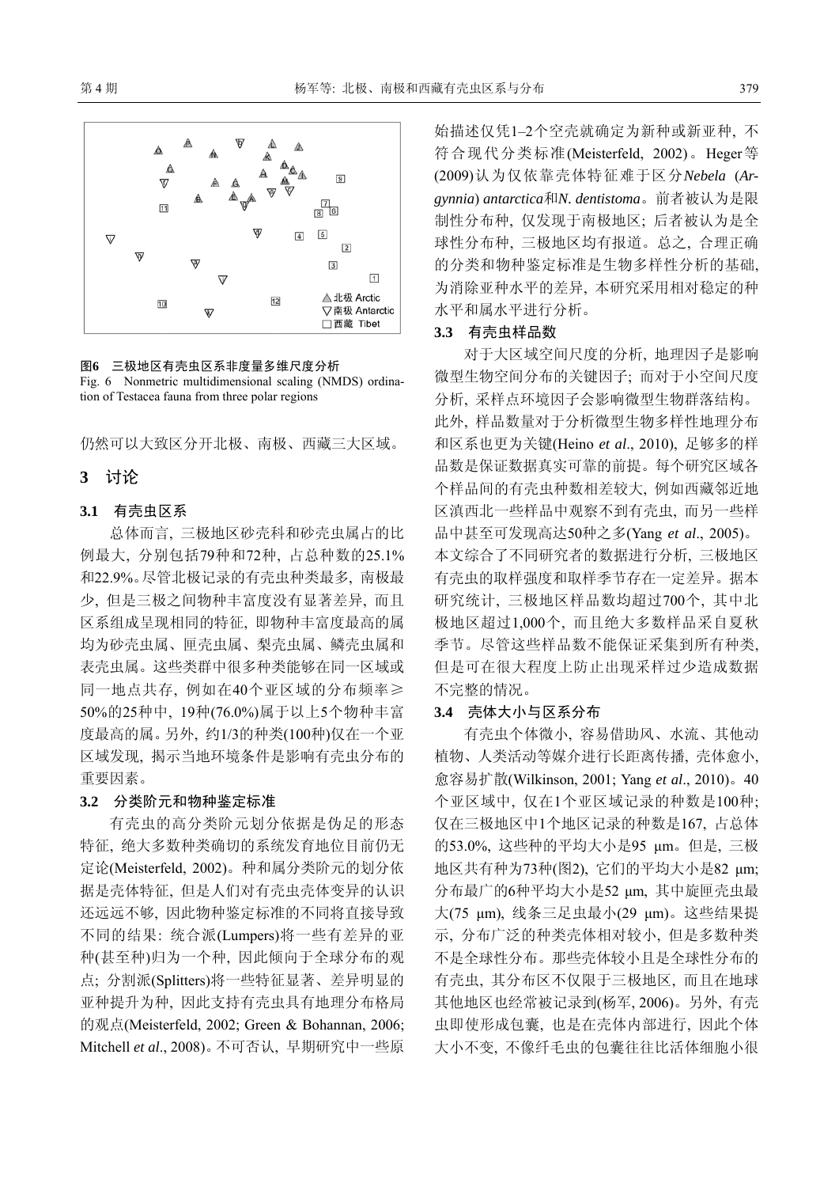图6 三极地区有壳虫区系非度量多维尺度分析

Fig. 6 Nonmetric multidimensional scaling (NMDS) ordination of Testacea fauna from three polar regions

仍然可以大致区分开北极、南极、西藏三大区域。

## 3 讨论

### 3.1 有壳虫区系

总体而言, 三极地区砂壳科和砂壳虫属占的比例最大, 分别包括79种和72种, 占总种数的25.1%和22.9%。尽管北极记录的有壳虫种类最多, 南极最少, 但是三极之间物种丰富度没有显著差异, 而且区系组成呈现相同的特征, 即物种丰富度最高的属均为砂壳虫属、匣壳虫属、梨壳虫属、鳞壳虫属和表壳虫属。这些类群中很多种类能够在同一区域或同一地点共存, 例如在40个亚区域的分布频率≥50%的25种中, 19种(76.0%)属于以上5个物种丰富度最高的属。另外, 约1/3的种类(100种)仅在一个亚区域发现, 揭示当地环境条件是影响有壳虫分布的重要因素。

### 3.2 分类阶元和物种鉴定标准

有壳虫的高分类阶元划分依据是伪足的形态特征, 绝大多数种类确切的系统发育地位目前仍无定论(Meisterfeld, 2002)。种和属分类阶元的划分依据是壳体特征, 但是人们对有壳虫壳体变异的认识还远远不够, 因此物种鉴定标准的不同将直接导致不同的结果: 统合派(Lumpers)将一些有差异的亚种(甚至种)归为一个种, 因此倾向于全球分布的观点; 分割派(Splitters)将一些特征显著、差异明显的亚种提升为种, 因此支持有壳虫具有地理分布格局的观点(Meisterfeld, 2002; Green & Bohannan, 2006; Mitchell *et al*., 2008)。不可否认, 早期研究中一些原始描述仅凭1–2个空壳就确定为新种或新亚种, 不符合现代分类标准(Meisterfeld, 2002)。Heger等(2009)认为仅依靠壳体特征难于区分*Nebela* (*Argynnia*) *antarctica*和*N. dentistoma*。前者被认为是限制性分布种, 仅发现于南极地区; 后者被认为是全球性分布种, 三极地区均有报道。总之, 合理正确的分类和物种鉴定标准是生物多样性分析的基础, 为消除亚种水平的差异, 本研究采用相对稳定的种水平和属水平进行分析。

### 3.3 有壳虫样品数

对于大区域空间尺度的分析, 地理因子是影响微型生物空间分布的关键因子; 而对于小空间尺度分析, 采样点环境因子会影响微型生物群落结构。此外, 样品数量对于分析微型生物多样性地理分布和区系也更为关键(Heino *et al*., 2010), 足够多的样品数是保证数据真实可靠的前提。每个研究区域各个样品间的有壳虫种数相差较大, 例如西藏邻近地区滇西北一些样品中观察不到有壳虫, 而另一些样品中甚至可发现高达50种之多(Yang *et al*., 2005)。本文综合了不同研究者的数据进行分析, 三极地区有壳虫的取样强度和取样季节存在一定差异。据本研究统计, 三极地区样品数均超过700个, 其中北极地区超过1,000个, 而且绝大多数样品采自夏秋季节。尽管这些样品数不能保证采集到所有种类, 但是可在很大程度上防止出现采样过少造成数据不完整的情况。

### 3.4 壳体大小与区系分布

有壳虫个体微小, 容易借助风、水流、其他动植物、人类活动等媒介进行长距离传播, 壳体愈小, 愈容易扩散(Wilkinson, 2001; Yang *et al*., 2010)。40个亚区域中, 仅在1个亚区域记录的种数是100种; 仅在三极地区中1个地区记录的种数是167, 占总体的53.0%, 这些种的平均大小是95 μm。但是, 三极地区共有种为73种(图2), 它们的平均大小是82 μm; 分布最广的6种平均大小是52 μm, 其中旋匣壳虫最大(75 μm), 线条三足虫最小(29 μm)。这些结果提示, 分布广泛的种类壳体相对较小, 但是多数种类不是全球性分布。那些壳体较小且是全球性分布的有壳虫, 其分布区不仅限于三极地区, 而且在地球其他地区也经常被记录到(杨军, 2006)。另外, 有壳虫即使形成包囊, 也是在壳体内部进行, 因此个体大小不变, 不像纤毛虫的包囊往往比活体细胞小很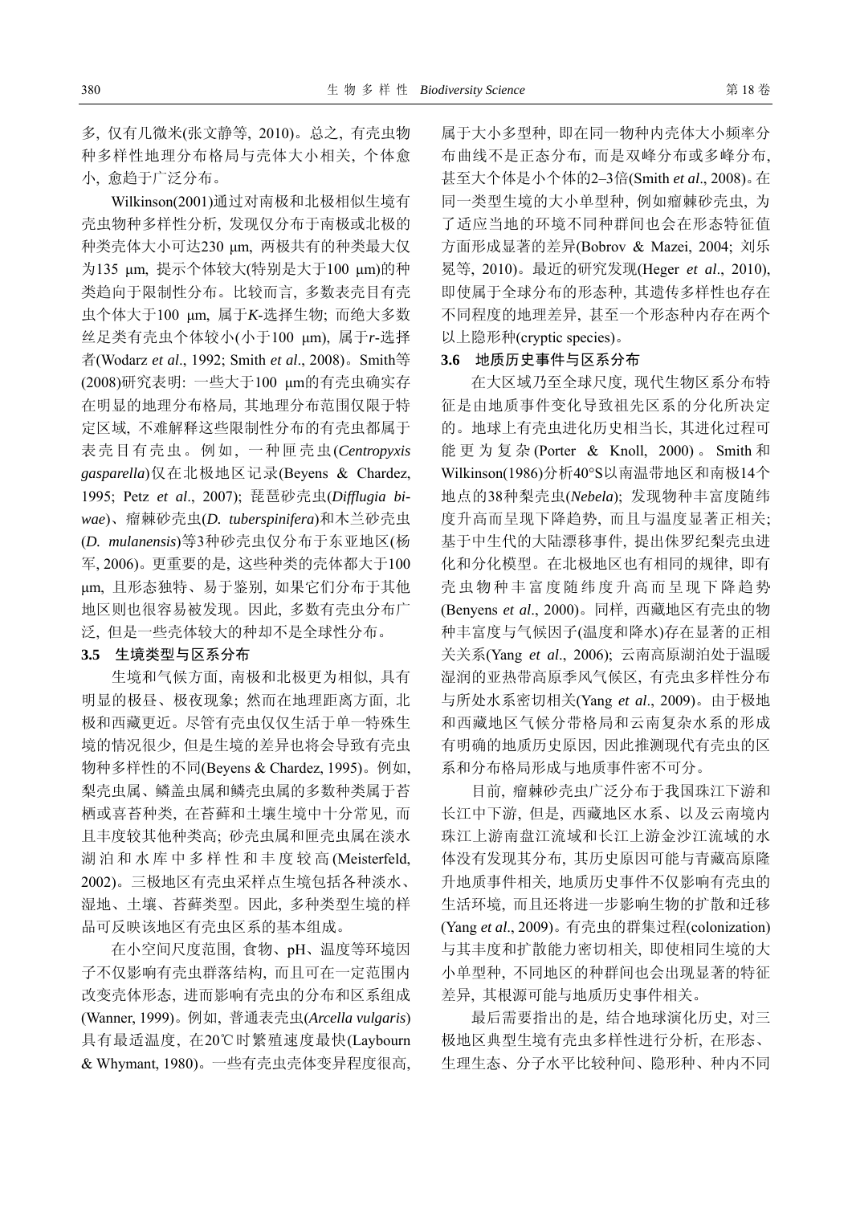多, 仅有几微米(张文静等, 2010)。总之, 有壳虫物种多样性地理分布格局与壳体大小相关, 个体愈小, 愈趋于广泛分布。

Wilkinson(2001)通过对南极和北极相似生境有壳虫物种多样性分析, 发现仅分布于南极或北极的种类壳体大小可达230 μm, 两极共有的种类最大仅为135 μm, 提示个体较大(特别是大于100 μm)的种类趋向于限制性分布。比较而言, 多数表壳目有壳虫个体大于100 μm, 属于*K*-选择生物; 而绝大多数丝足类有壳虫个体较小(小于100 μm), 属于*r*-选择者(Wodarz *et al*., 1992; Smith *et al*., 2008)。Smith等(2008)研究表明: 一些大于100 μm的有壳虫确实存在明显的地理分布格局, 其地理分布范围仅限于特定区域, 不难解释这些限制性分布的有壳虫都属于表壳目有壳虫。例如, 一种匣壳虫(*Centropyxis gasparella*)仅在北极地区记录(Beyens & Chardez, 1995; Petz *et al*., 2007); 琵琶砂壳虫(*Difflugia biwae*)、瘤棘砂壳虫(*D. tuberspinifera*)和木兰砂壳虫(*D. mulanensis*)等3种砂壳虫仅分布于东亚地区(杨军, 2006)。更重要的是, 这些种类的壳体都大于100 μm, 且形态独特、易于鉴别, 如果它们分布于其他地区则也很容易被发现。因此, 多数有壳虫分布广泛, 但是一些壳体较大的种却不是全球性分布。

### 3.5 生境类型与区系分布

生境和气候方面, 南极和北极更为相似, 具有明显的极昼、极夜现象; 然而在地理距离方面, 北极和西藏更近。尽管有壳虫仅仅生活于单一特殊生境的情况很少, 但是生境的差异也将会导致有壳虫物种多样性的不同(Beyens & Chardez, 1995)。例如, 梨壳虫属、鳞盖虫属和鳞壳虫属的多数种类属于苔栖或喜苔种类, 在苔藓和土壤生境中十分常见, 而且丰度较其他种类高; 砂壳虫属和匣壳虫属在淡水湖泊和水库中多样性和丰度较高(Meisterfeld, 2002)。三极地区有壳虫采样点生境包括各种淡水、湿地、土壤、苔藓类型。因此, 多种类型生境的样品可反映该地区有壳虫区系的基本组成。

在小空间尺度范围, 食物、pH、温度等环境因子不仅影响有壳虫群落结构, 而且可在一定范围内改变壳体形态, 进而影响有壳虫的分布和区系组成(Wanner, 1999)。例如, 普通表壳虫(*Arcella vulgaris*)具有最适温度, 在20℃时繁殖速度最快(Laybourn & Whymant, 1980)。一些有壳虫壳体变异程度很高, 属于大小多型种, 即在同一物种内壳体大小频率分布曲线不是正态分布, 而是双峰分布或多峰分布, 甚至大个体是小个体的2–3倍(Smith *et al*., 2008)。在同一类型生境的大小单型种, 例如瘤棘砂壳虫, 为了适应当地的环境不同种群间也会在形态特征值方面形成显著的差异(Bobrov & Mazei, 2004; 刘乐冕等, 2010)。最近的研究发现(Heger *et al*., 2010), 即使属于全球分布的形态种, 其遗传多样性也存在不同程度的地理差异, 甚至一个形态种内存在两个以上隐形种(cryptic species)。

### 3.6 地质历史事件与区系分布

在大区域乃至全球尺度, 现代生物区系分布特征是由地质事件变化导致祖先区系的分化所决定的。地球上有壳虫进化历史相当长, 其进化过程可能更为复杂(Porter & Knoll, 2000)。Smith和Wilkinson(1986)分析40°S以南温带地区和南极14个地点的38种梨壳虫(*Nebela*); 发现物种丰富度随纬度升高而呈现下降趋势, 而且与温度显著正相关; 基于中生代的大陆漂移事件, 提出侏罗纪梨壳虫进化和分化模型。在北极地区也有相同的规律, 即有壳虫物种丰富度随纬度升高而呈现下降趋势(Benyens *et al*., 2000)。同样, 西藏地区有壳虫的物种丰富度与气候因子(温度和降水)存在显著的正相关关系(Yang *et al*., 2006); 云南高原湖泊处于温暖湿润的亚热带高原季风气候区, 有壳虫多样性分布与所处水系密切相关(Yang *et al*., 2009)。由于极地和西藏地区气候分带格局和云南复杂水系的形成有明确的地质历史原因, 因此推测现代有壳虫的区系和分布格局形成与地质事件密不可分。

目前, 瘤棘砂壳虫广泛分布于我国珠江下游和长江中下游, 但是, 西藏地区水系、以及云南境内珠江上游南盘江流域和长江上游金沙江流域的水体没有发现其分布, 其历史原因可能与青藏高原隆升地质事件相关, 地质历史事件不仅影响有壳虫的生活环境, 而且还将进一步影响生物的扩散和迁移(Yang *et al*., 2009)。有壳虫的群集过程(colonization)与其丰度和扩散能力密切相关, 即使相同生境的大小单型种, 不同地区的种群间也会出现显著的特征差异, 其根源可能与地质历史事件相关。

最后需要指出的是, 结合地球演化历史, 对三极地区典型生境有壳虫多样性进行分析, 在形态、生理生态、分子水平比较种间、隐形种、种内不同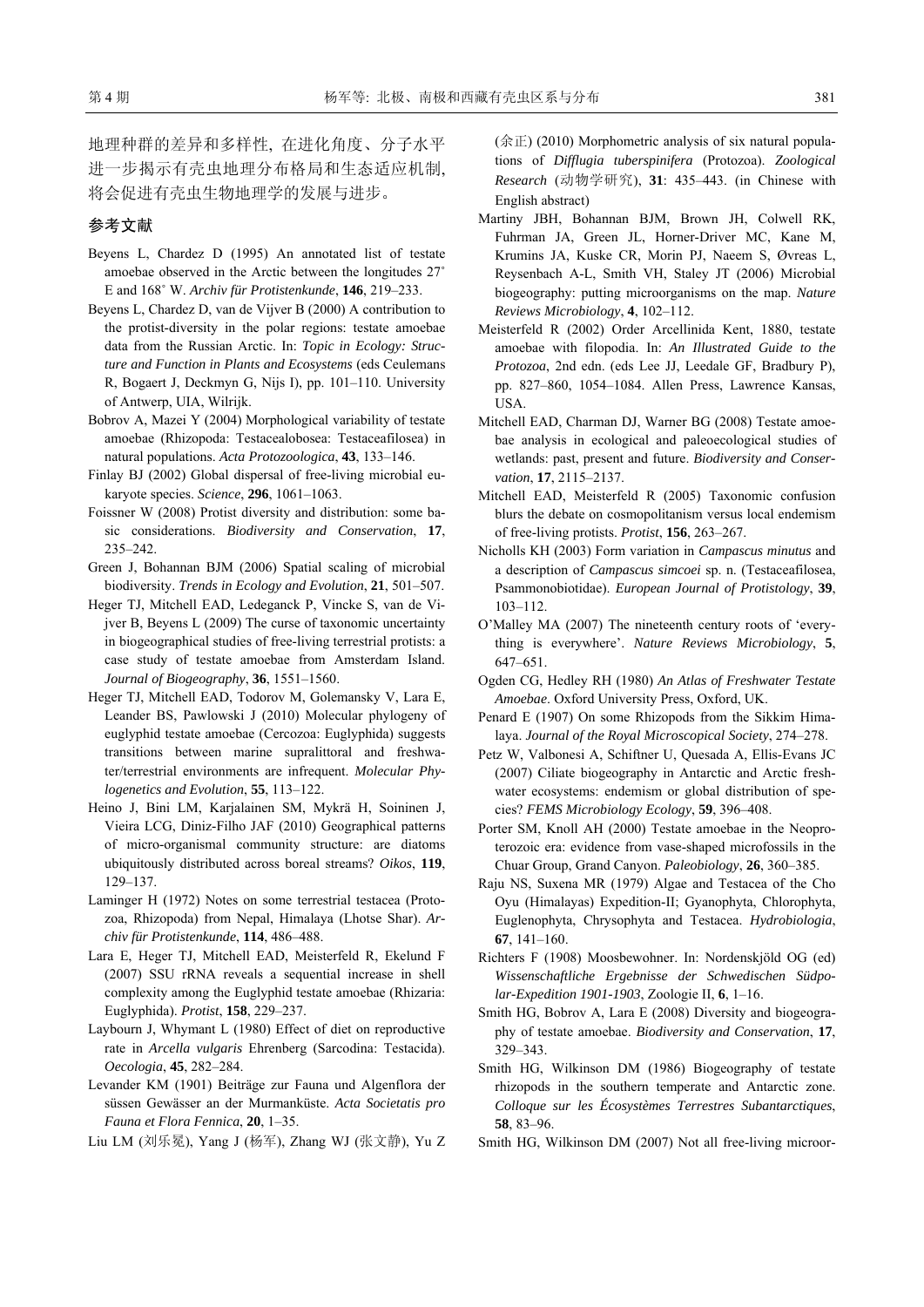地理种群的差异和多样性, 在进化角度、分子水平进一步揭示有壳虫地理分布格局和生态适应机制, 将会促进有壳虫生物地理学的发展与进步。

## 参考文献

Beyens L, Chardez D (1995) An annotated list of testate amoebae observed in the Arctic between the longitudes 27° E and 168° W. *Archiv für Protistenkunde*, **146**, 219–233.

Beyens L, Chardez D, van de Vijver B (2000) A contribution to the protist-diversity in the polar regions: testate amoebae data from the Russian Arctic. In: *Topic in Ecology: Structure and Function in Plants and Ecosystems* (eds Ceulemans R, Bogaert J, Deckmyn G, Nijs I), pp. 101–110. University of Antwerp, UIA, Wilrijk.

Bobrov A, Mazei Y (2004) Morphological variability of testate amoebae (Rhizopoda: Testacealobosea: Testaceafilosea) in natural populations. *Acta Protozoologica*, **43**, 133–146.

Finlay BJ (2002) Global dispersal of free-living microbial eukaryote species. *Science*, **296**, 1061–1063.

Foissner W (2008) Protist diversity and distribution: some basic considerations. *Biodiversity and Conservation*, **17**, 235–242.

Green J, Bohannan BJM (2006) Spatial scaling of microbial biodiversity. *Trends in Ecology and Evolution*, **21**, 501–507.

Heger TJ, Mitchell EAD, Ledeganck P, Vincke S, van de Vijver B, Beyens L (2009) The curse of taxonomic uncertainty in biogeographical studies of free-living terrestrial protists: a case study of testate amoebae from Amsterdam Island. *Journal of Biogeography*, **36**, 1551–1560.

Heger TJ, Mitchell EAD, Todorov M, Golemansky V, Lara E, Leander BS, Pawlowski J (2010) Molecular phylogeny of euglyphid testate amoebae (Cercozoa: Euglyphida) suggests transitions between marine supralittoral and freshwater/terrestrial environments are infrequent. *Molecular Phylogenetics and Evolution*, **55**, 113–122.

Heino J, Bini LM, Karjalainen SM, Mykrä H, Soininen J, Vieira LCG, Diniz-Filho JAF (2010) Geographical patterns of micro-organismal community structure: are diatoms ubiquitously distributed across boreal streams? *Oikos*, **119**, 129–137.

Laminger H (1972) Notes on some terrestrial testacea (Protozoa, Rhizopoda) from Nepal, Himalaya (Lhotse Shar). *Archiv für Protistenkunde*, **114**, 486–488.

Lara E, Heger TJ, Mitchell EAD, Meisterfeld R, Ekelund F (2007) SSU rRNA reveals a sequential increase in shell complexity among the Euglyphid testate amoebae (Rhizaria: Euglyphida). *Protist*, **158**, 229–237.

Laybourn J, Whymant L (1980) Effect of diet on reproductive rate in *Arcella vulgaris* Ehrenberg (Sarcodina: Testacida). *Oecologia*, **45**, 282–284.

Levander KM (1901) Beiträge zur Fauna und Algenflora der süssen Gewässer an der Murmanküste. *Acta Societatis pro Fauna et Flora Fennica*, **20**, 1–35.

Liu LM (刘乐冕), Yang J (杨军), Zhang WJ (张文静), Yu Z (余正) (2010) Morphometric analysis of six natural populations of *Difflugia tuberspinifera* (Protozoa). *Zoological Research* (动物学研究), **31**: 435–443. (in Chinese with English abstract)

Martiny JBH, Bohannan BJM, Brown JH, Colwell RK, Fuhrman JA, Green JL, Horner-Driver MC, Kane M, Krumins JA, Kuske CR, Morin PJ, Naeem S, Øvreas L, Reysenbach A-L, Smith VH, Staley JT (2006) Microbial biogeography: putting microorganisms on the map. *Nature Reviews Microbiology*, **4**, 102–112.

Meisterfeld R (2002) Order Arcellinida Kent, 1880, testate amoebae with filopodia. In: *An Illustrated Guide to the Protozoa*, 2nd edn. (eds Lee JJ, Leedale GF, Bradbury P), pp. 827–860, 1054–1084. Allen Press, Lawrence Kansas, USA.

Mitchell EAD, Charman DJ, Warner BG (2008) Testate amoebae analysis in ecological and paleoecological studies of wetlands: past, present and future. *Biodiversity and Conservation*, **17**, 2115–2137.

Mitchell EAD, Meisterfeld R (2005) Taxonomic confusion blurs the debate on cosmopolitanism versus local endemism of free-living protists. *Protist*, **156**, 263–267.

Nicholls KH (2003) Form variation in *Campascus minutus* and a description of *Campascus simcoei* sp. n. (Testaceafilosea, Psammonobiotidae). *European Journal of Protistology*, **39**, 103–112.

O'Malley MA (2007) The nineteenth century roots of 'everything is everywhere'. *Nature Reviews Microbiology*, **5**, 647–651.

Ogden CG, Hedley RH (1980) *An Atlas of Freshwater Testate Amoebae*. Oxford University Press, Oxford, UK.

Penard E (1907) On some Rhizopods from the Sikkim Himalaya. *Journal of the Royal Microscopical Society*, 274–278.

Petz W, Valbonesi A, Schiftner U, Quesada A, Ellis-Evans JC (2007) Ciliate biogeography in Antarctic and Arctic freshwater ecosystems: endemism or global distribution of species? *FEMS Microbiology Ecology*, **59**, 396–408.

Porter SM, Knoll AH (2000) Testate amoebae in the Neoproterozoic era: evidence from vase-shaped microfossils in the Chuar Group, Grand Canyon. *Paleobiology*, **26**, 360–385.

Raju NS, Suxena MR (1979) Algae and Testacea of the Cho Oyu (Himalayas) Expedition-II; Gyanophyta, Chlorophyta, Euglenophyta, Chrysophyta and Testacea. *Hydrobiologia*, **67**, 141–160.

Richters F (1908) Moosbewohner. In: Nordenskjöld OG (ed) *Wissenschaftliche Ergebnisse der Schwedischen Südpolar-Expedition 1901-1903*, Zoologie II, **6**, 1–16.

Smith HG, Bobrov A, Lara E (2008) Diversity and biogeography of testate amoebae. *Biodiversity and Conservation*, **17**, 329–343.

Smith HG, Wilkinson DM (1986) Biogeography of testate rhizopods in the southern temperate and Antarctic zone. *Colloque sur les Écosystèmes Terrestres Subantarctiques*, **58**, 83–96.

Smith HG, Wilkinson DM (2007) Not all free-living microor-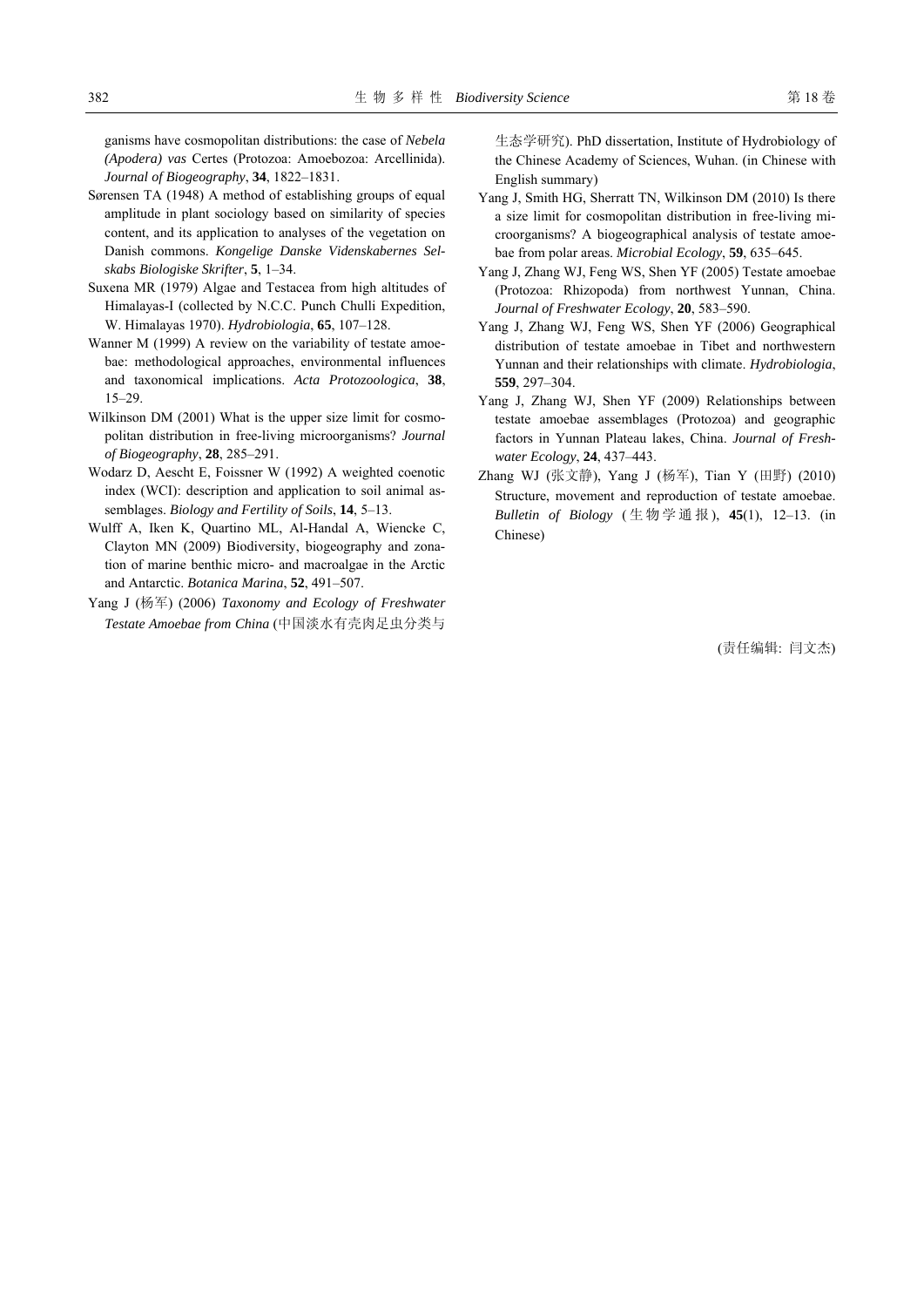ganisms have cosmopolitan distributions: the case of *Nebela (Apodera) vas* Certes (Protozoa: Amoebozoa: Arcellinida). *Journal of Biogeography*, **34**, 1822–1831.

Sørensen TA (1948) A method of establishing groups of equal amplitude in plant sociology based on similarity of species content, and its application to analyses of the vegetation on Danish commons. *Kongelige Danske Videnskabernes Selskabs Biologiske Skrifter*, **5**, 1–34.

Suxena MR (1979) Algae and Testacea from high altitudes of Himalayas-I (collected by N.C.C. Punch Chulli Expedition, W. Himalayas 1970). *Hydrobiologia*, **65**, 107–128.

Wanner M (1999) A review on the variability of testate amoebae: methodological approaches, environmental influences and taxonomical implications. *Acta Protozoologica*, **38**, 15–29.

Wilkinson DM (2001) What is the upper size limit for cosmopolitan distribution in free-living microorganisms? *Journal of Biogeography*, **28**, 285–291.

Wodarz D, Aescht E, Foissner W (1992) A weighted coenotic index (WCI): description and application to soil animal assemblages. *Biology and Fertility of Soils*, **14**, 5–13.

Wulff A, Iken K, Quartino ML, Al-Handal A, Wiencke C, Clayton MN (2009) Biodiversity, biogeography and zonation of marine benthic micro- and macroalgae in the Arctic and Antarctic. *Botanica Marina*, **52**, 491–507.

Yang J (杨军) (2006) *Taxonomy and Ecology of Freshwater Testate Amoebae from China* (中国淡水有壳肉足虫分类与生态学研究). PhD dissertation, Institute of Hydrobiology of the Chinese Academy of Sciences, Wuhan. (in Chinese with English summary)

Yang J, Smith HG, Sherratt TN, Wilkinson DM (2010) Is there a size limit for cosmopolitan distribution in free-living microorganisms? A biogeographical analysis of testate amoebae from polar areas. *Microbial Ecology*, **59**, 635–645.

Yang J, Zhang WJ, Feng WS, Shen YF (2005) Testate amoebae (Protozoa: Rhizopoda) from northwest Yunnan, China. *Journal of Freshwater Ecology*, **20**, 583–590.

Yang J, Zhang WJ, Feng WS, Shen YF (2006) Geographical distribution of testate amoebae in Tibet and northwestern Yunnan and their relationships with climate. *Hydrobiologia*, **559**, 297–304.

Yang J, Zhang WJ, Shen YF (2009) Relationships between testate amoebae assemblages (Protozoa) and geographic factors in Yunnan Plateau lakes, China. *Journal of Freshwater Ecology*, **24**, 437–443.

Zhang WJ (张文静), Yang J (杨军), Tian Y (田野) (2010) Structure, movement and reproduction of testate amoebae. *Bulletin of Biology* (生物学通报), **45**(1), 12–13. (in Chinese)

(责任编辑: 闫文杰)